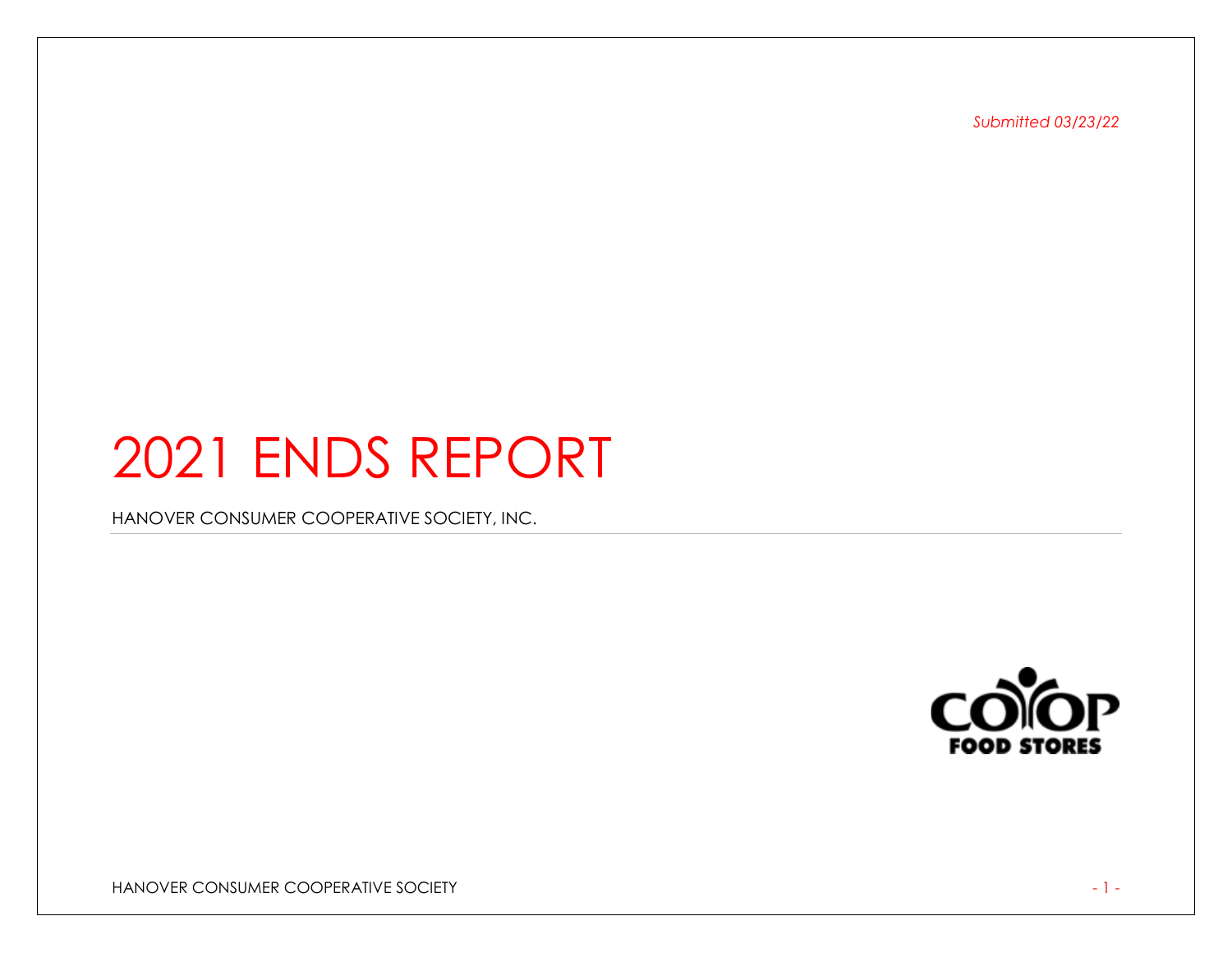*Submitted 03/23/22*

# 2021 ENDS REPORT

HANOVER CONSUMER COOPERATIVE SOCIETY, INC.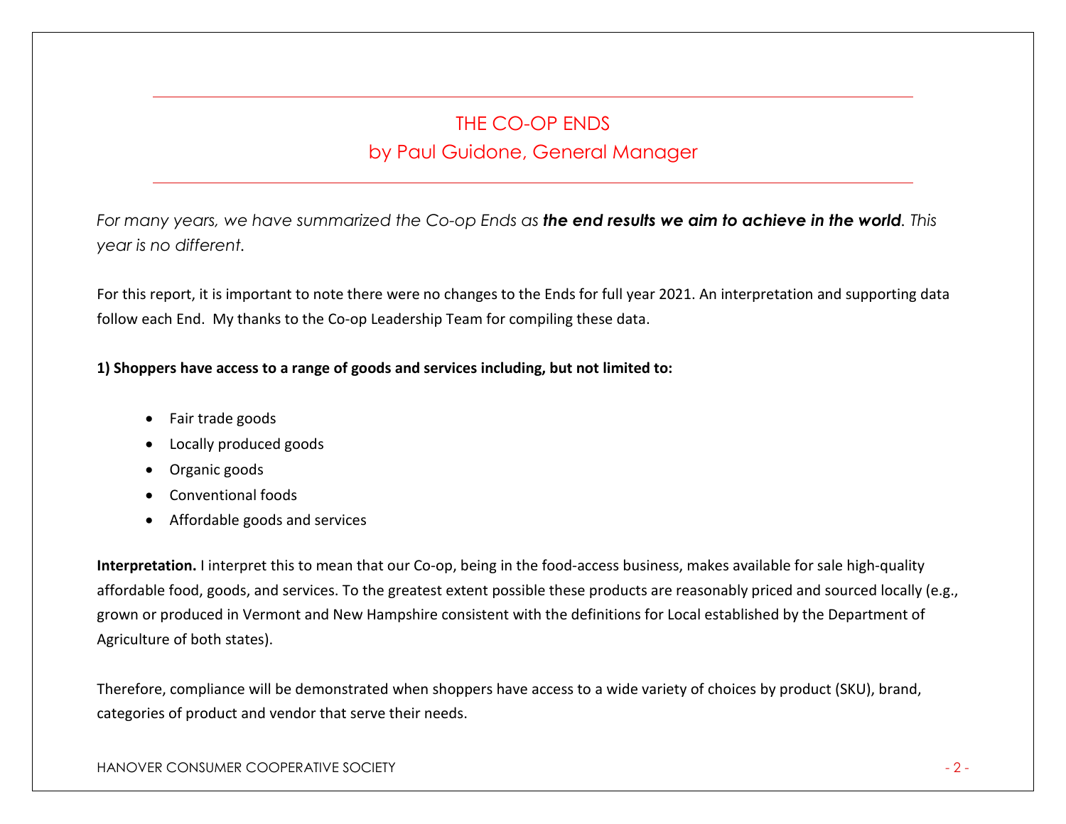# THE CO-OP ENDS

## by Paul Guidone, General Manager

*For many years, we have summarized the Co-op Ends as **the end results we aim to achieve in the world**. This year is no different.*

For this report, it is important to note there were no changes to the Ends for full year 2021. An interpretation and supporting data follow each End. My thanks to the Co-op Leadership Team for compiling these data.

**1) Shoppers have access to a range of goods and services including, but not limited to:**

- Fair trade goods
- Locally produced goods
- Organic goods
- Conventional foods
- Affordable goods and services

**Interpretation.** I interpret this to mean that our Co-op, being in the food-access business, makes available for sale high-quality affordable food, goods, and services. To the greatest extent possible these products are reasonably priced and sourced locally (e.g., grown or produced in Vermont and New Hampshire consistent with the definitions for Local established by the Department of Agriculture of both states).

Therefore, compliance will be demonstrated when shoppers have access to a wide variety of choices by product (SKU), brand, categories of product and vendor that serve their needs.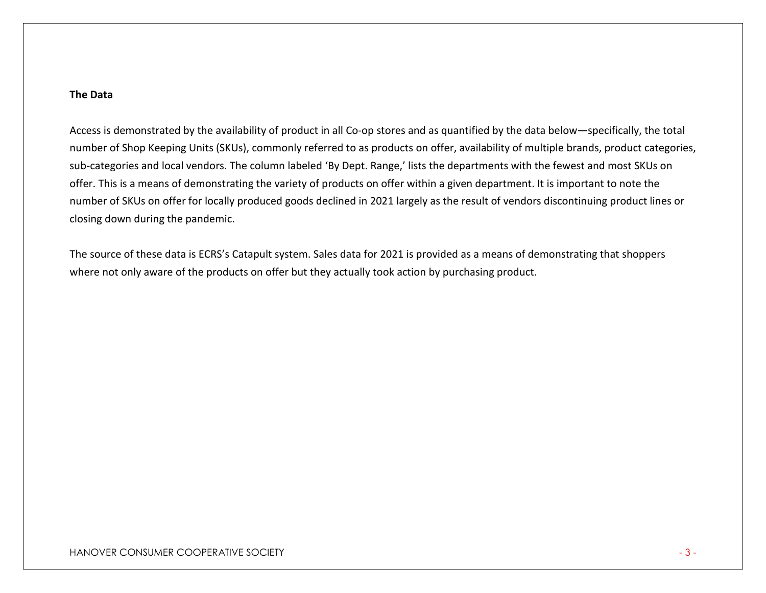**The Data**

Access is demonstrated by the availability of product in all Co-op stores and as quantified by the data below—specifically, the total number of Shop Keeping Units (SKUs), commonly referred to as products on offer, availability of multiple brands, product categories, sub-categories and local vendors. The column labeled 'By Dept. Range,' lists the departments with the fewest and most SKUs on offer. This is a means of demonstrating the variety of products on offer within a given department. It is important to note the number of SKUs on offer for locally produced goods declined in 2021 largely as the result of vendors discontinuing product lines or closing down during the pandemic.

The source of these data is ECRS's Catapult system. Sales data for 2021 is provided as a means of demonstrating that shoppers where not only aware of the products on offer but they actually took action by purchasing product.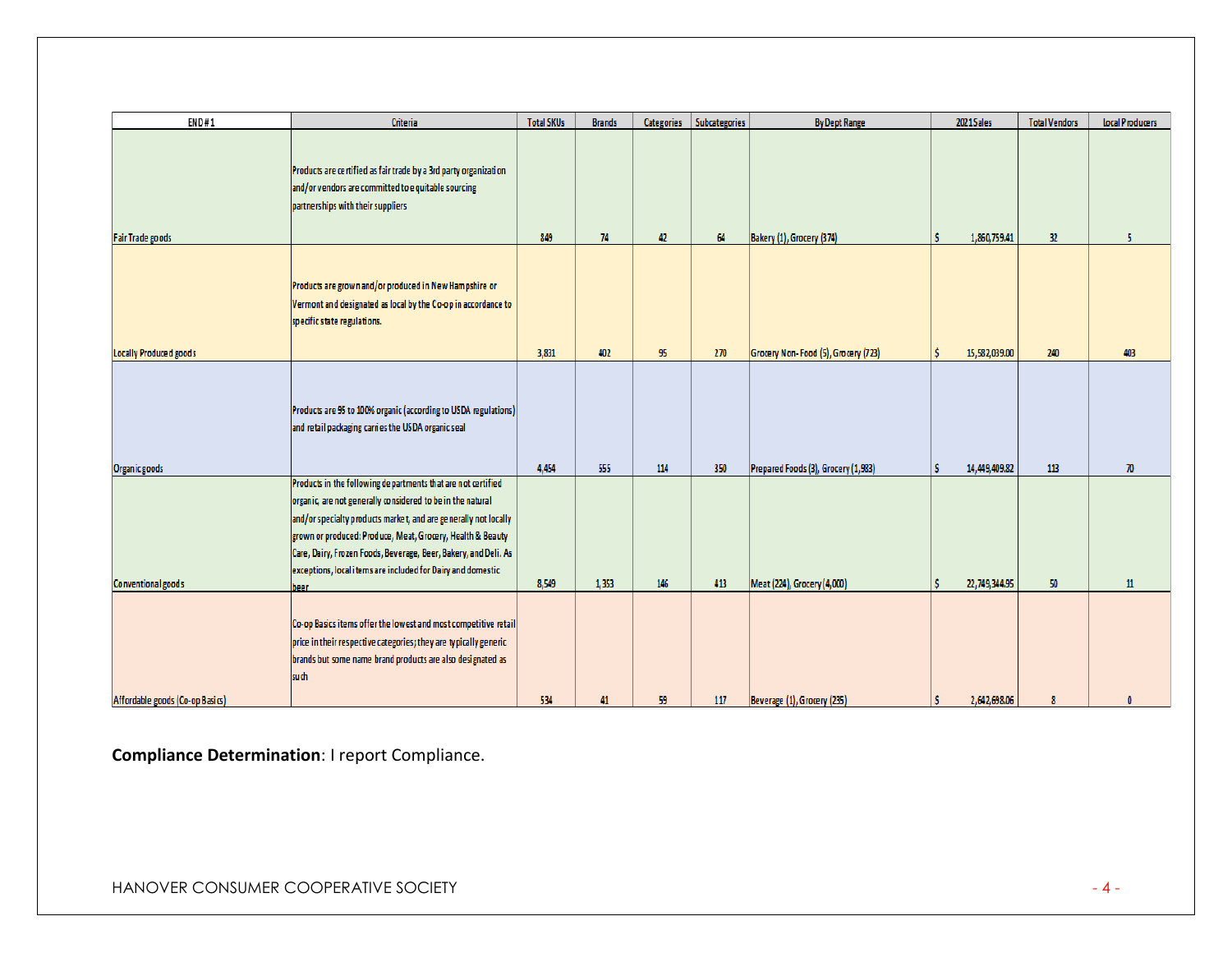| END #1 | Criteria | Total SKUs | Brands | Categories | Subcategories | By Dept Range | 2021 Sales | Total Vendors | Local Producers |
|---|---|---|---|---|---|---|---|---|---|
| Fair Trade goods | Products are certified as fair trade by a 3rd party organization and/or vendors are committed to equitable sourcing partnerships with their suppliers | 849 | 74 | 42 | 64 | Bakery (1), Grocery (374) | $ 1,860,759.41 | 32 | 5 |
| Locally Produced goods | Products are grown and/or produced in New Hampshire or Vermont and designated as local by the Co-op in accordance to specific state regulations. | 3,831 | 402 | 95 | 270 | Grocery Non-Food (5), Grocery (723) | $ 15,582,039.00 | 240 | 403 |
| Organic goods | Products are 95 to 100% organic (according to USDA regulations) and retail packaging carries the USDA organic seal | 4,454 | 555 | 114 | 350 | Prepared Foods (3), Grocery (1,983) | $ 14,449,409.82 | 113 | 70 |
| Conventional goods | Products in the following departments that are not certified organic, are not generally considered to be in the natural and/or specialty products market, and are generally not locally grown or produced: Produce, Meat, Grocery, Health & Beauty Care, Dairy, Frozen Foods, Beverage, Beer, Bakery, and Deli. As exceptions, local items are included for Dairy and domestic beer | 8,549 | 1,353 | 146 | 413 | Meat (224), Grocery (4,000) | $ 22,749,344.95 | 50 | 11 |
| Affordable goods (Co-op Basics) | Co-op Basics items offer the lowest and most competitive retail price in their respective categories; they are typically generic brands but some name brand products are also designated as such | 534 | 41 | 59 | 117 | Beverage (1), Grocery (235) | $ 2,642,698.06 | 8 | 0 |

**Compliance Determination**: I report Compliance.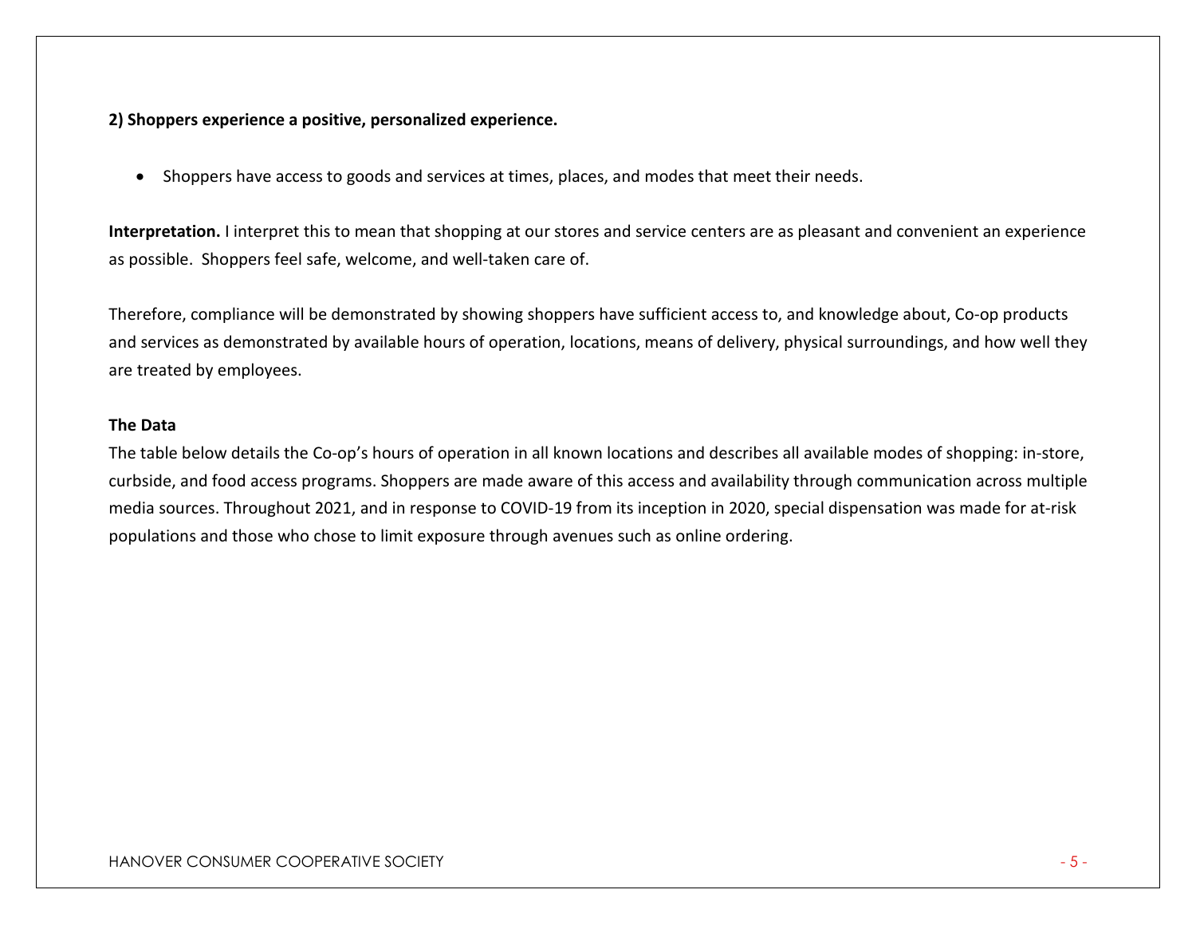**2) Shoppers experience a positive, personalized experience.**

- Shoppers have access to goods and services at times, places, and modes that meet their needs.

**Interpretation.** I interpret this to mean that shopping at our stores and service centers are as pleasant and convenient an experience as possible. Shoppers feel safe, welcome, and well-taken care of.

Therefore, compliance will be demonstrated by showing shoppers have sufficient access to, and knowledge about, Co-op products and services as demonstrated by available hours of operation, locations, means of delivery, physical surroundings, and how well they are treated by employees.

**The Data**

The table below details the Co-op's hours of operation in all known locations and describes all available modes of shopping: in-store, curbside, and food access programs. Shoppers are made aware of this access and availability through communication across multiple media sources. Throughout 2021, and in response to COVID-19 from its inception in 2020, special dispensation was made for at-risk populations and those who chose to limit exposure through avenues such as online ordering.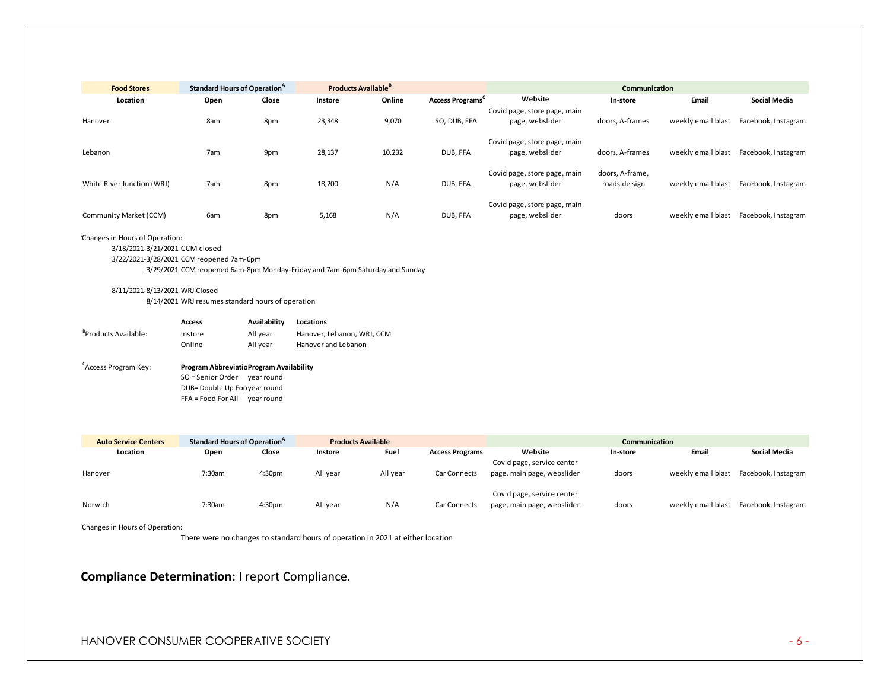| Food Stores | Standard Hours of Operation[A] | | Products Available[B] | | | Communication | | | |
|---|---|---|---|---|---|---|---|---|---|
| Location | Open | Close | Instore | Online | Access Programs[C] | Website | In-store | Email | Social Media |
| Hanover | 8am | 8pm | 23,348 | 9,070 | SO, DUB, FFA | Covid page, store page, main page, webslider | doors, A-frames | weekly email blast | Facebook, Instagram |
| Lebanon | 7am | 9pm | 28,137 | 10,232 | DUB, FFA | Covid page, store page, main page, webslider | doors, A-frames | weekly email blast | Facebook, Instagram |
| White River Junction (WRJ) | 7am | 8pm | 18,200 | N/A | DUB, FFA | Covid page, store page, main page, webslider | doors, A-frame, roadside sign | weekly email blast | Facebook, Instagram |
| Community Market (CCM) | 6am | 8pm | 5,168 | N/A | DUB, FFA | Covid page, store page, main page, webslider | doors | weekly email blast | Facebook, Instagram |

Changes in Hours of Operation:

- 3/18/2021-3/21/2021 CCM closed
- 3/22/2021-3/28/2021 CCM reopened 7am-6pm
- 3/29/2021 CCM reopened 6am-8pm Monday-Friday and 7am-6pm Saturday and Sunday

- 8/11/2021-8/13/2021 WRJ Closed
- 8/14/2021 WRJ resumes standard hours of operation

[B]Products Available:

| Access | Availability | Locations |
|---|---|---|
| Instore | All year | Hanover, Lebanon, WRJ, CCM |
| Online | All year | Hanover and Lebanon |

[C]Access Program Key:

| Program Abbreviation | Program Availability |
|---|---|
| SO = Senior Order | year round |
| DUB= Double Up Food | year round |
| FFA = Food For All | year round |

| Auto Service Centers | Standard Hours of Operation[A] | | Products Available | | | Communication | | | |
|---|---|---|---|---|---|---|---|---|---|
| Location | Open | Close | Instore | Fuel | Access Programs | Website | In-store | Email | Social Media |
| Hanover | 7:30am | 4:30pm | All year | All year | Car Connects | Covid page, service center page, main page, webslider | doors | weekly email blast | Facebook, Instagram |
| Norwich | 7:30am | 4:30pm | All year | N/A | Car Connects | Covid page, service center page, main page, webslider | doors | weekly email blast | Facebook, Instagram |

Changes in Hours of Operation:

There were no changes to standard hours of operation in 2021 at either location

**Compliance Determination:** I report Compliance.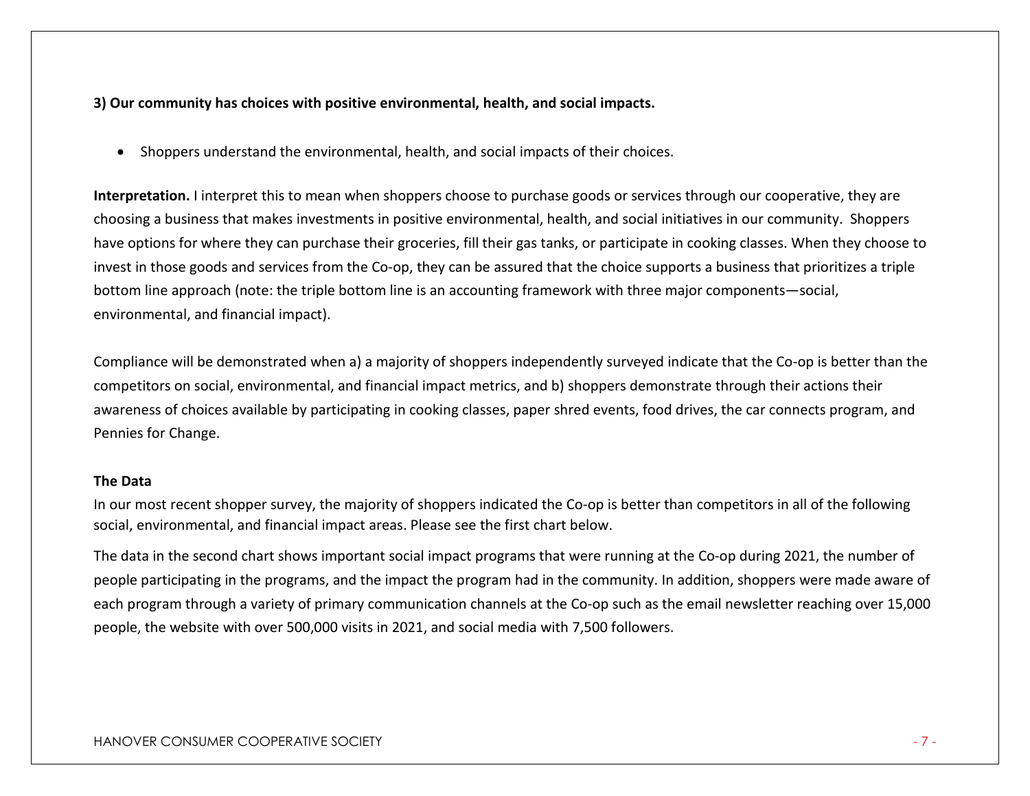**3) Our community has choices with positive environmental, health, and social impacts.**

- Shoppers understand the environmental, health, and social impacts of their choices.

**Interpretation.** I interpret this to mean when shoppers choose to purchase goods or services through our cooperative, they are choosing a business that makes investments in positive environmental, health, and social initiatives in our community. Shoppers have options for where they can purchase their groceries, fill their gas tanks, or participate in cooking classes. When they choose to invest in those goods and services from the Co-op, they can be assured that the choice supports a business that prioritizes a triple bottom line approach (note: the triple bottom line is an accounting framework with three major components—social, environmental, and financial impact).

Compliance will be demonstrated when a) a majority of shoppers independently surveyed indicate that the Co-op is better than the competitors on social, environmental, and financial impact metrics, and b) shoppers demonstrate through their actions their awareness of choices available by participating in cooking classes, paper shred events, food drives, the car connects program, and Pennies for Change.

**The Data**

In our most recent shopper survey, the majority of shoppers indicated the Co-op is better than competitors in all of the following social, environmental, and financial impact areas. Please see the first chart below.

The data in the second chart shows important social impact programs that were running at the Co-op during 2021, the number of people participating in the programs, and the impact the program had in the community. In addition, shoppers were made aware of each program through a variety of primary communication channels at the Co-op such as the email newsletter reaching over 15,000 people, the website with over 500,000 visits in 2021, and social media with 7,500 followers.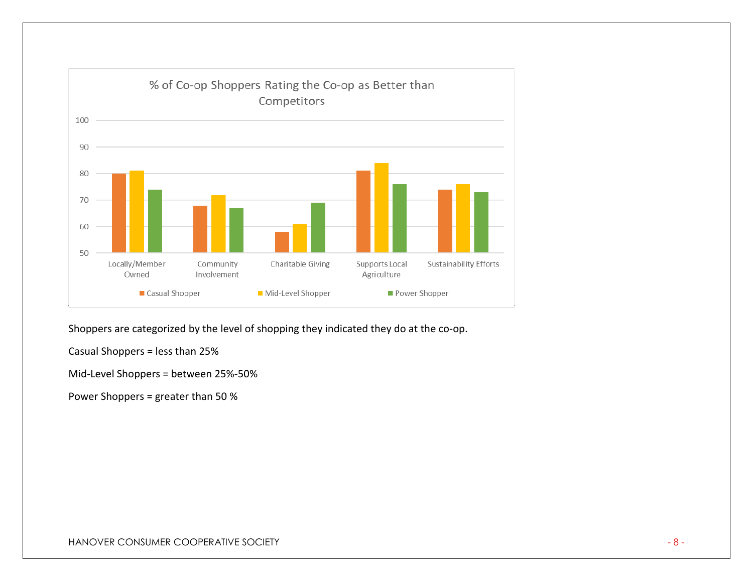Shoppers are categorized by the level of shopping they indicated they do at the co-op.

Casual Shoppers = less than 25%

Mid-Level Shoppers = between 25%-50%

Power Shoppers = greater than 50 %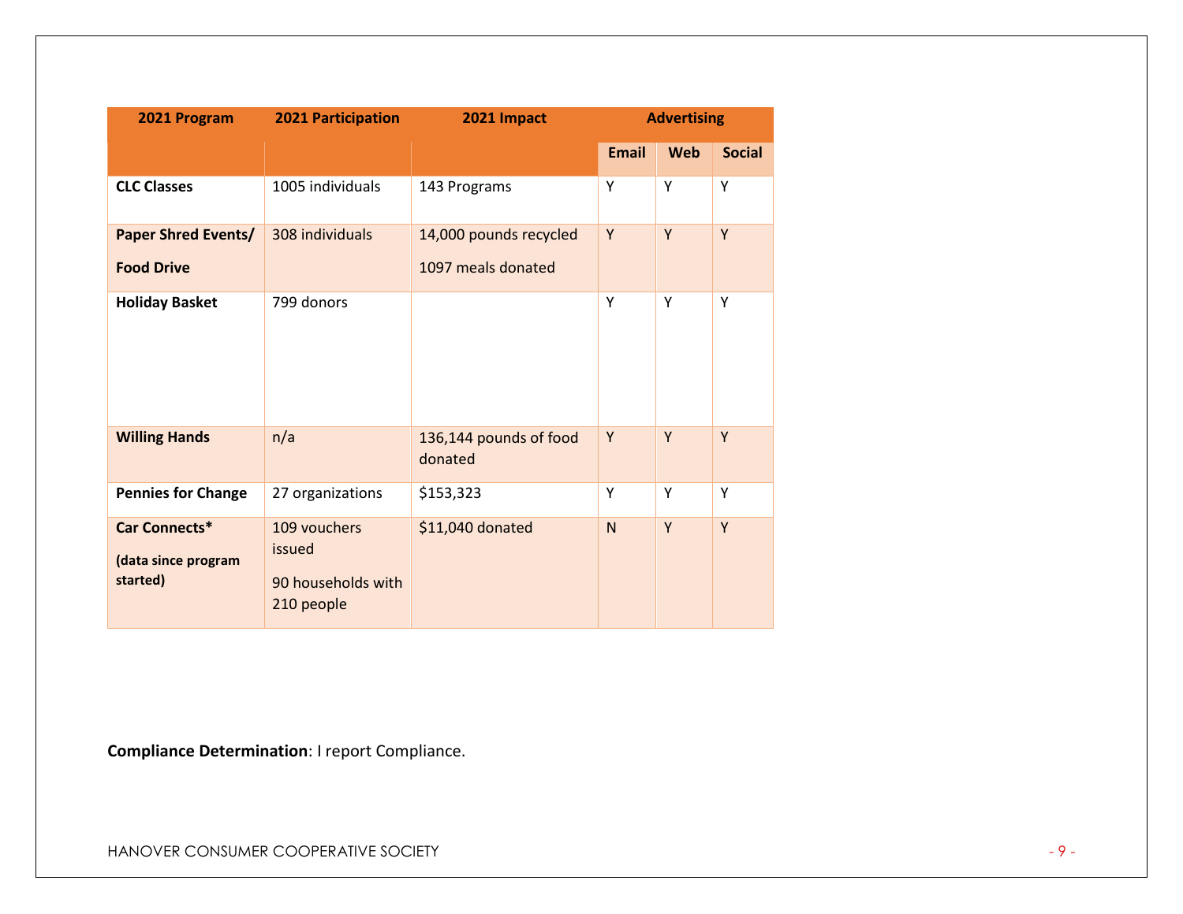| 2021 Program | 2021 Participation | 2021 Impact | Advertising | | |
|---|---|---|---|---|---|
| | | | Email | Web | Social |
| **CLC Classes** | 1005 individuals | 143 Programs | Y | Y | Y |
| **Paper Shred Events/ Food Drive** | 308 individuals | 14,000 pounds recycled<br>1097 meals donated | Y | Y | Y |
| **Holiday Basket** | 799 donors | | Y | Y | Y |
| **Willing Hands** | n/a | 136,144 pounds of food donated | Y | Y | Y |
| **Pennies for Change** | 27 organizations | $153,323 | Y | Y | Y |
| **Car Connects*** **(data since program started)** | 109 vouchers issued<br>90 households with 210 people | $11,040 donated | N | Y | Y |

**Compliance Determination**: I report Compliance.